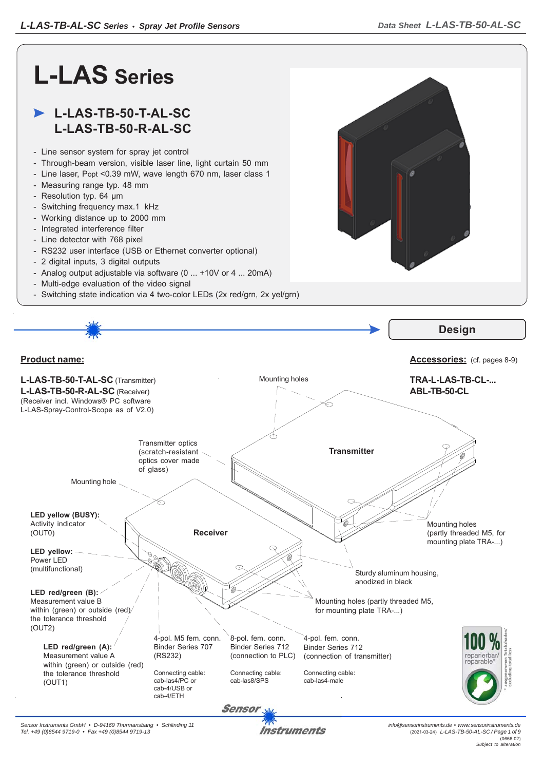# L-LAS Series

## L-LAS-TB-50-T-AL-SC
## L-LAS-TB-50-R-AL-SC

- Line sensor system for spray jet control
- Through-beam version, visible laser line, light curtain 50 mm
- Line laser, Popt <0.39 mW, wave length 670 nm, laser class 1
- Measuring range typ. 48 mm
- Resolution typ. 64 µm
- Switching frequency max.1 kHz
- Working distance up to 2000 mm
- Integrated interference filter
- Line detector with 768 pixel
- RS232 user interface (USB or Ethernet converter optional)
- 2 digital inputs, 3 digital outputs
- Analog output adjustable via software (0 ... +10V or 4 ... 20mA)
- Multi-edge evaluation of the video signal
- Switching state indication via 4 two-color LEDs (2x red/grn, 2x yel/grn)

## Design

**Product name:**

**L-LAS-TB-50-T-AL-SC** (Transmitter)
**L-LAS-TB-50-R-AL-SC** (Receiver)
(Receiver incl. Windows® PC software L-LAS-Spray-Control-Scope as of V2.0)

**Accessories:** (cf. pages 8-9)

**TRA-L-LAS-TB-CL-...**
**ABL-TB-50-CL**

Mounting holes

Transmitter optics (scratch-resistant optics cover made of glass)

Transmitter

Mounting hole

Receiver

**LED yellow (BUSY):** Activity indicator (OUT0)

**LED yellow:** Power LED (multifunctional)

**LED red/green (B):** Measurement value B within (green) or outside (red) the tolerance threshold (OUT2)

**LED red/green (A):** Measurement value A within (green) or outside (red) the tolerance threshold (OUT1)

Mounting holes (partly threaded M5, for mounting plate TRA-...)

Sturdy aluminum housing, anodized in black

Mounting holes (partly threaded M5, for mounting plate TRA-...)

4-pol. M5 fem. conn. Binder Series 707 (RS232)
Connecting cable: cab-las4/PC or cab-4/USB or cab-4/ETH

8-pol. fem. conn. Binder Series 712 (connection to PLC)
Connecting cable: cab-las8/SPS

4-pol. fem. conn. Binder Series 712 (connection of transmitter)
Connecting cable: cab-las4-male

100 % reparierbar/ reparable* — * ausgenommen Totalschaden/ excluding total loss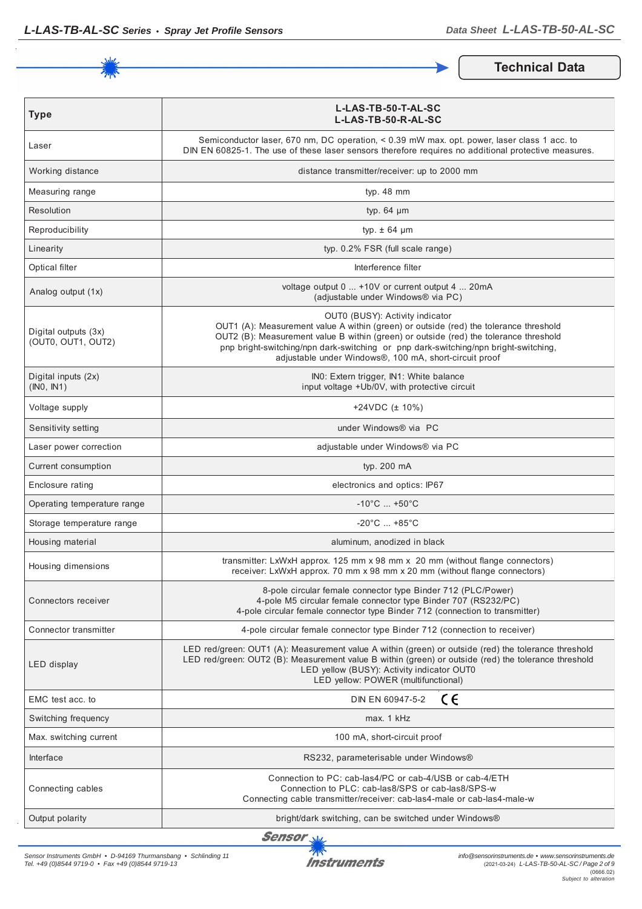## Technical Data

| Type | L-LAS-TB-50-T-AL-SC<br>L-LAS-TB-50-R-AL-SC |
|---|---|
| Laser | Semiconductor laser, 670 nm, DC operation, < 0.39 mW max. opt. power, laser class 1 acc. to DIN EN 60825-1. The use of these laser sensors therefore requires no additional protective measures. |
| Working distance | distance transmitter/receiver: up to 2000 mm |
| Measuring range | typ. 48 mm |
| Resolution | typ. 64 µm |
| Reproducibility | typ. ± 64 µm |
| Linearity | typ. 0.2% FSR (full scale range) |
| Optical filter | Interference filter |
| Analog output (1x) | voltage output 0 ... +10V or current output 4 ... 20mA<br>(adjustable under Windows® via PC) |
| Digital outputs (3x)<br>(OUT0, OUT1, OUT2) | OUT0 (BUSY): Activity indicator<br>OUT1 (A): Measurement value A within (green) or outside (red) the tolerance threshold<br>OUT2 (B): Measurement value B within (green) or outside (red) the tolerance threshold<br>pnp bright-switching/npn dark-switching or pnp dark-switching/npn bright-switching, adjustable under Windows®, 100 mA, short-circuit proof |
| Digital inputs (2x)<br>(IN0, IN1) | IN0: Extern trigger, IN1: White balance<br>input voltage +Ub/0V, with protective circuit |
| Voltage supply | +24VDC (± 10%) |
| Sensitivity setting | under Windows® via PC |
| Laser power correction | adjustable under Windows® via PC |
| Current consumption | typ. 200 mA |
| Enclosure rating | electronics and optics: IP67 |
| Operating temperature range | -10°C ... +50°C |
| Storage temperature range | -20°C ... +85°C |
| Housing material | aluminum, anodized in black |
| Housing dimensions | transmitter: LxWxH approx. 125 mm x 98 mm x 20 mm (without flange connectors)<br>receiver: LxWxH approx. 70 mm x 98 mm x 20 mm (without flange connectors) |
| Connectors receiver | 8-pole circular female connector type Binder 712 (PLC/Power)<br>4-pole M5 circular female connector type Binder 707 (RS232/PC)<br>4-pole circular female connector type Binder 712 (connection to transmitter) |
| Connector transmitter | 4-pole circular female connector type Binder 712 (connection to receiver) |
| LED display | LED red/green: OUT1 (A): Measurement value A within (green) or outside (red) the tolerance threshold<br>LED red/green: OUT2 (B): Measurement value B within (green) or outside (red) the tolerance threshold<br>LED yellow (BUSY): Activity indicator OUT0<br>LED yellow: POWER (multifunctional) |
| EMC test acc. to | DIN EN 60947-5-2 CE |
| Switching frequency | max. 1 kHz |
| Max. switching current | 100 mA, short-circuit proof |
| Interface | RS232, parameterisable under Windows® |
| Connecting cables | Connection to PC: cab-las4/PC or cab-4/USB or cab-4/ETH<br>Connection to PLC: cab-las8/SPS or cab-las8/SPS-w<br>Connecting cable transmitter/receiver: cab-las4-male or cab-las4-male-w |
| Output polarity | bright/dark switching, can be switched under Windows® |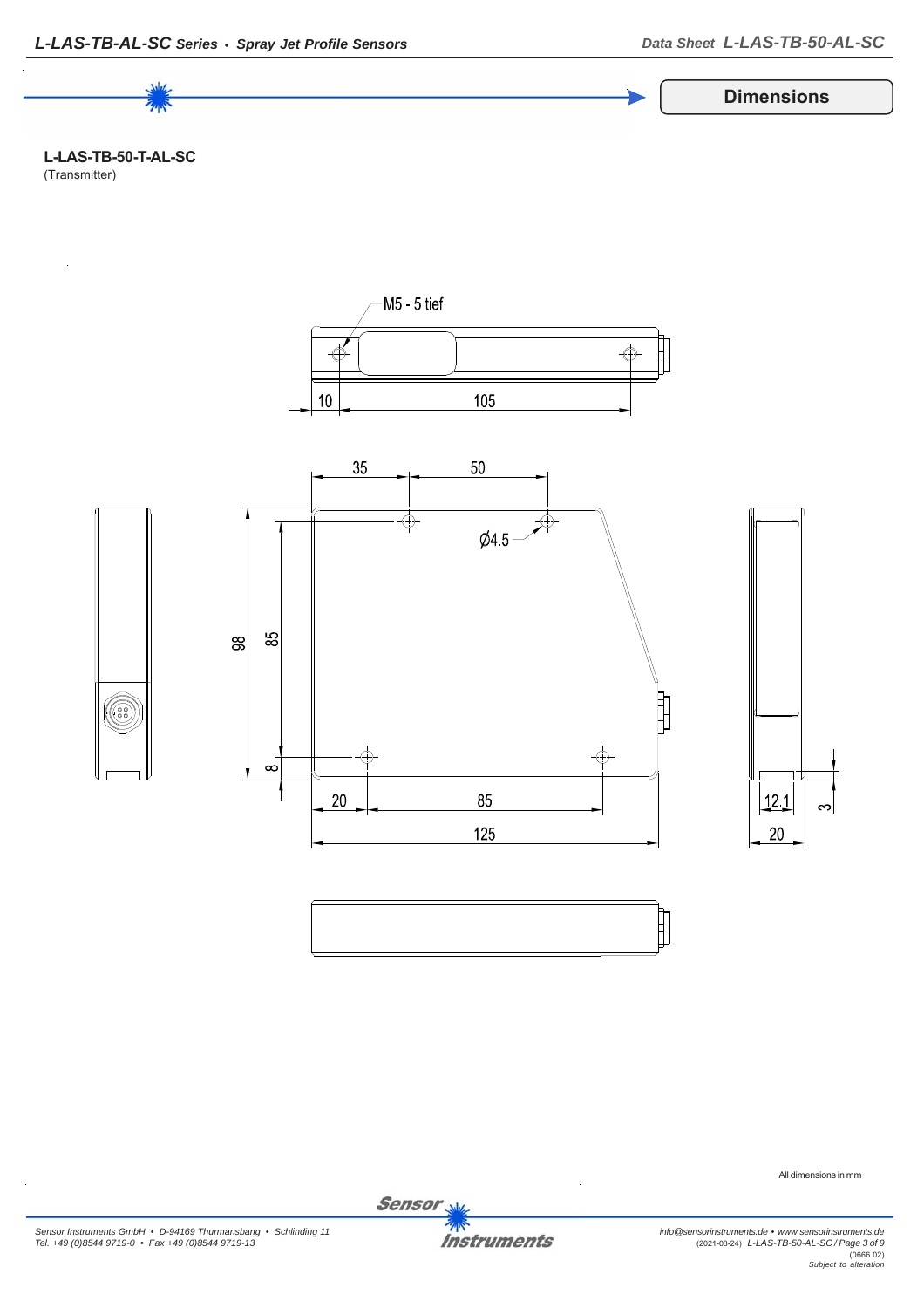## Dimensions

**L-LAS-TB-50-T-AL-SC**
(Transmitter)

M5 - 5 tief

10 105

35 50

Ø4.5

98 85

8

20 85

125

12.1 3

20

All dimensions in mm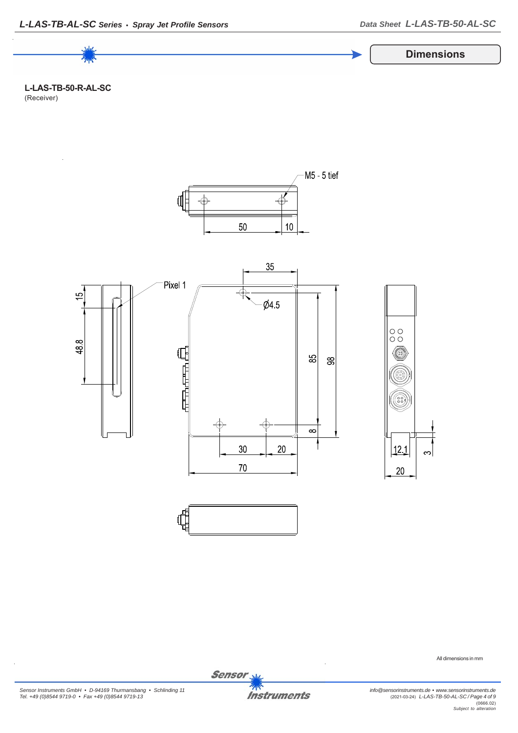## Dimensions

**L-LAS-TB-50-R-AL-SC**
(Receiver)

M5 - 5 tief

50 10

35

Pixel 1

Ø4.5

15

48.8

85

98

8

30 20

70

12.1

3

20

All dimensions in mm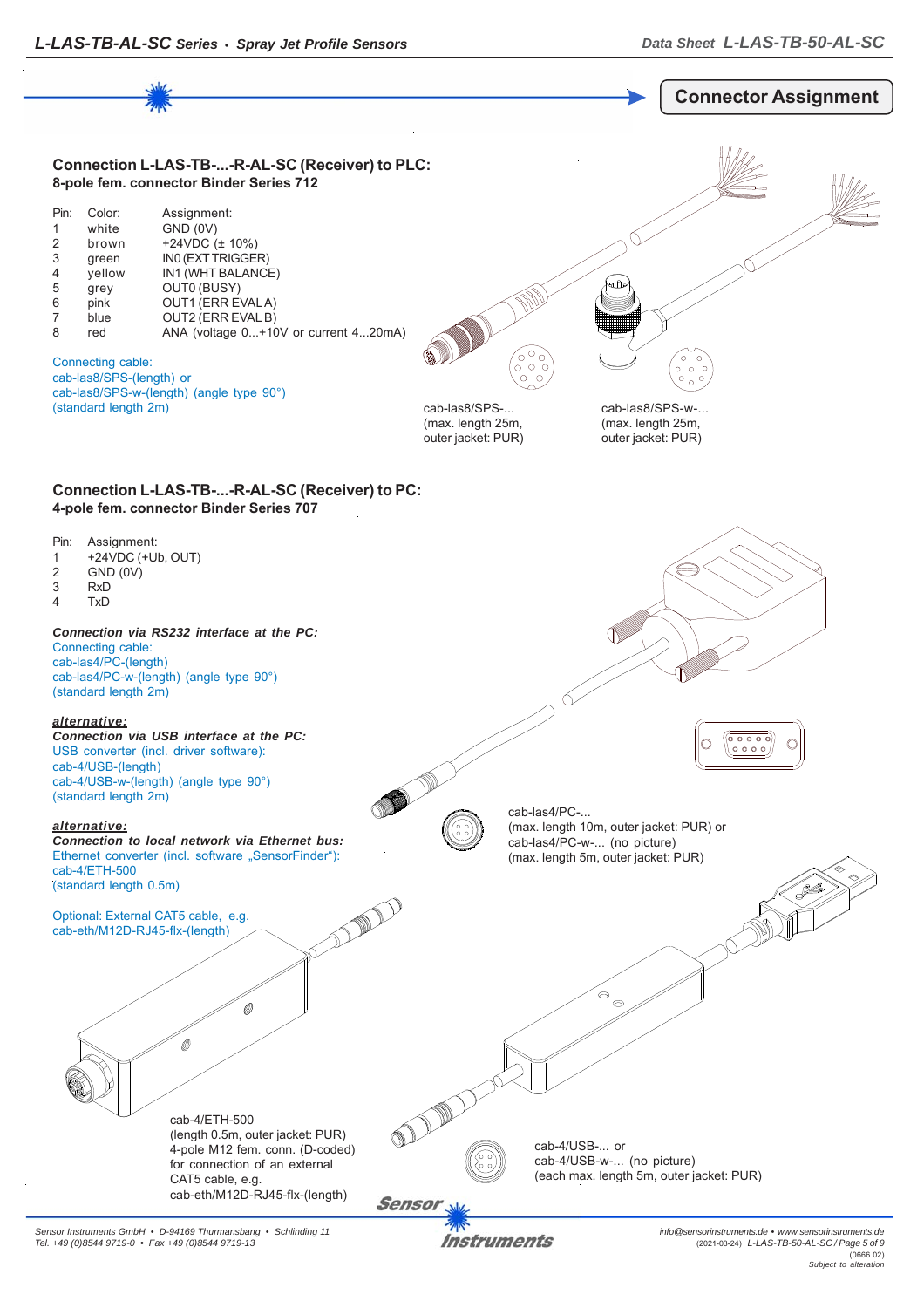## Connector Assignment

### Connection L-LAS-TB-...-R-AL-SC (Receiver) to PLC:

**8-pole fem. connector Binder Series 712**

| Pin: | Color: | Assignment: |
|---|---|---|
| 1 | white | GND (0V) |
| 2 | brown | +24VDC (± 10%) |
| 3 | green | IN0 (EXT TRIGGER) |
| 4 | yellow | IN1 (WHT BALANCE) |
| 5 | grey | OUT0 (BUSY) |
| 6 | pink | OUT1 (ERR EVAL A) |
| 7 | blue | OUT2 (ERR EVAL B) |
| 8 | red | ANA (voltage 0...+10V or current 4...20mA) |

Connecting cable:
cab-las8/SPS-(length) or
cab-las8/SPS-w-(length) (angle type 90°)
(standard length 2m)

cab-las8/SPS-...
(max. length 25m,
outer jacket: PUR)

cab-las8/SPS-w-...
(max. length 25m,
outer jacket: PUR)

### Connection L-LAS-TB-...-R-AL-SC (Receiver) to PC:

**4-pole fem. connector Binder Series 707**

| Pin: | Assignment: |
|---|---|
| 1 | +24VDC (+Ub, OUT) |
| 2 | GND (0V) |
| 3 | RxD |
| 4 | TxD |

***Connection via RS232 interface at the PC:***
Connecting cable:
cab-las4/PC-(length)
cab-las4/PC-w-(length) (angle type 90°)
(standard length 2m)

***alternative:***
***Connection via USB interface at the PC:***
USB converter (incl. driver software):
cab-4/USB-(length)
cab-4/USB-w-(length) (angle type 90°)
(standard length 2m)

***alternative:***
***Connection to local network via Ethernet bus:***
Ethernet converter (incl. software „SensorFinder"):
cab-4/ETH-500
(standard length 0.5m)

Optional: External CAT5 cable, e.g.
cab-eth/M12D-RJ45-flx-(length)

cab-las4/PC-...
(max. length 10m, outer jacket: PUR) or
cab-las4/PC-w-... (no picture)
(max. length 5m, outer jacket: PUR)

cab-4/ETH-500
(length 0.5m, outer jacket: PUR)
4-pole M12 fem. conn. (D-coded)
for connection of an external
CAT5 cable, e.g.
cab-eth/M12D-RJ45-flx-(length)

cab-4/USB-... or
cab-4/USB-w-... (no picture)
(each max. length 5m, outer jacket: PUR)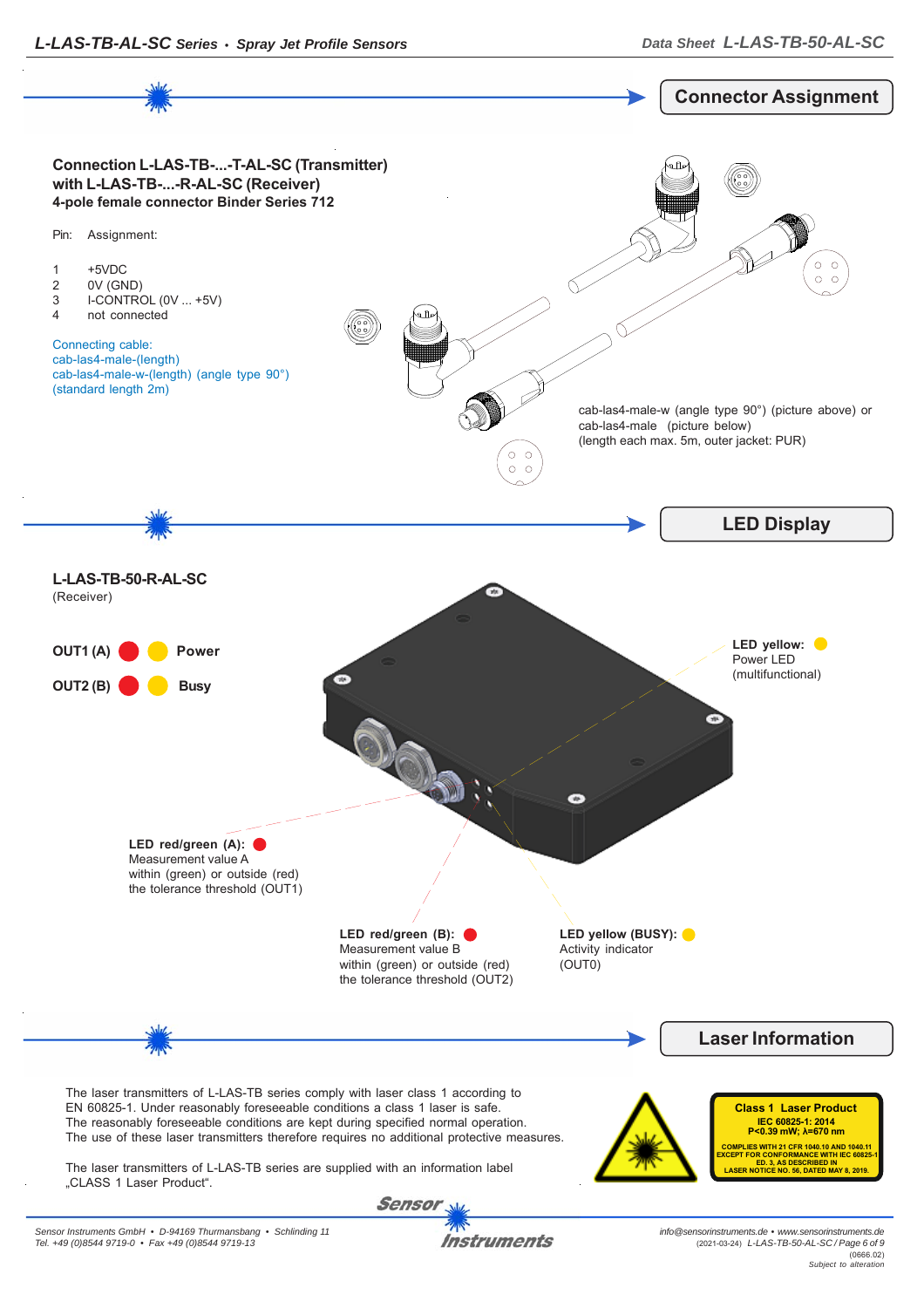## Connector Assignment

**Connection L-LAS-TB-...-T-AL-SC (Transmitter) with L-LAS-TB-...-R-AL-SC (Receiver)**
**4-pole female connector Binder Series 712**

| Pin: | Assignment: |
|---|---|
| 1 | +5VDC |
| 2 | 0V (GND) |
| 3 | I-CONTROL (0V ... +5V) |
| 4 | not connected |

Connecting cable:
cab-las4-male-(length)
cab-las4-male-w-(length) (angle type 90°)
(standard length 2m)

cab-las4-male-w (angle type 90°) (picture above) or
cab-las4-male (picture below)
(length each max. 5m, outer jacket: PUR)

## LED Display

**L-LAS-TB-50-R-AL-SC**
(Receiver)

**OUT1 (A)** **Power**

**OUT2 (B)** **Busy**

**LED yellow:**
Power LED
(multifunctional)

**LED red/green (A):**
Measurement value A
within (green) or outside (red)
the tolerance threshold (OUT1)

**LED red/green (B):**
Measurement value B
within (green) or outside (red)
the tolerance threshold (OUT2)

**LED yellow (BUSY):**
Activity indicator
(OUT0)

## Laser Information

The laser transmitters of L-LAS-TB series comply with laser class 1 according to EN 60825-1. Under reasonably foreseeable conditions a class 1 laser is safe.
The reasonably foreseeable conditions are kept during specified normal operation.
The use of these laser transmitters therefore requires no additional protective measures.

The laser transmitters of L-LAS-TB series are supplied with an information label „CLASS 1 Laser Product“.

**Class 1 Laser Product**
**IEC 60825-1: 2014**
**P<0.39 mW; λ=670 nm**
**COMPLIES WITH 21 CFR 1040.10 AND 1040.11 EXCEPT FOR CONFORMANCE WITH IEC 60825-1 ED. 3, AS DESCRIBED IN LASER NOTICE NO. 56, DATED MAY 8, 2019.**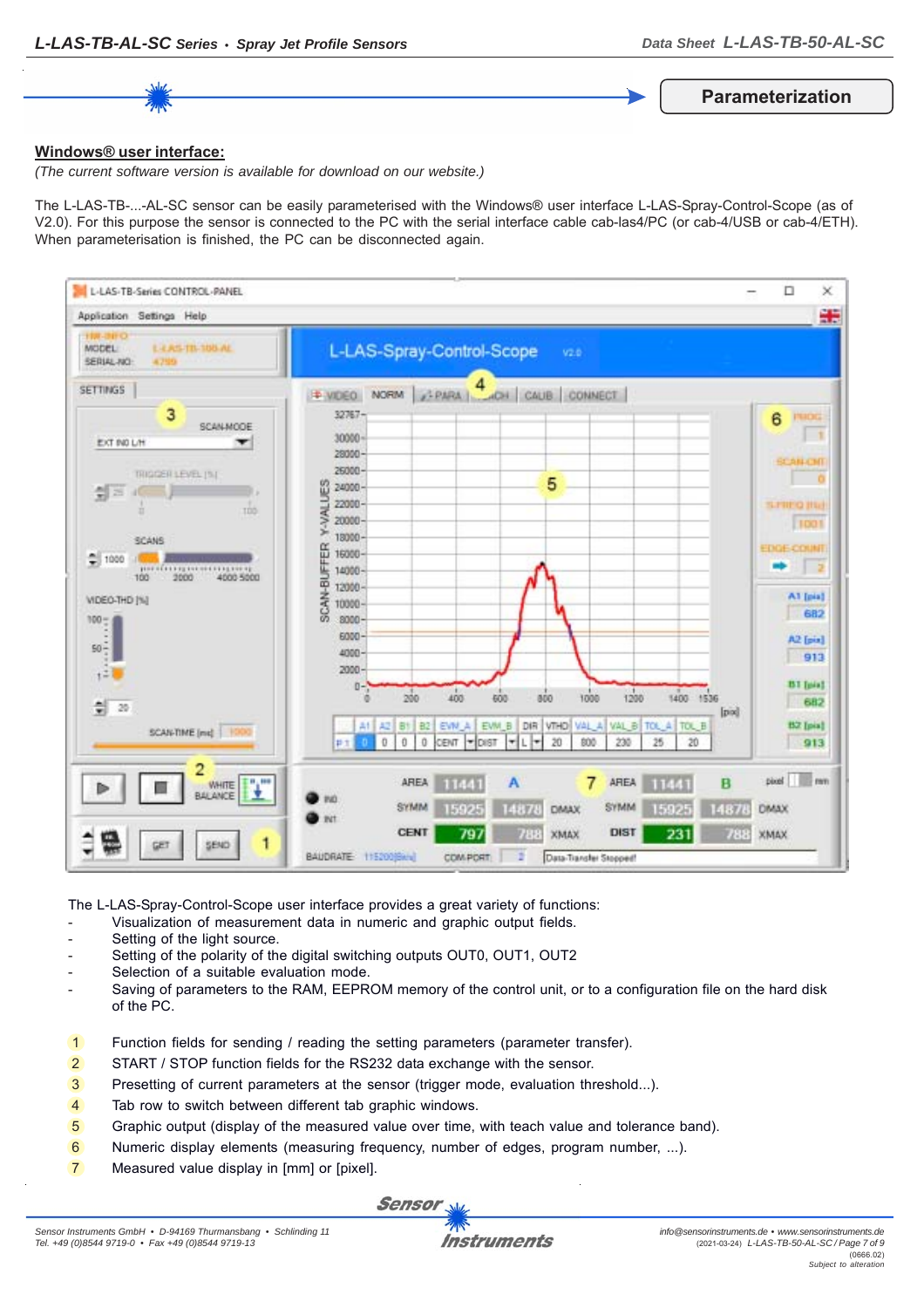## Parameterization

**Windows® user interface:**

*(The current software version is available for download on our website.)*

The L-LAS-TB-...-AL-SC sensor can be easily parameterised with the Windows® user interface L-LAS-Spray-Control-Scope (as of V2.0). For this purpose the sensor is connected to the PC with the serial interface cable cab-las4/PC (or cab-4/USB or cab-4/ETH). When parameterisation is finished, the PC can be disconnected again.

The L-LAS-Spray-Control-Scope user interface provides a great variety of functions:

- Visualization of measurement data in numeric and graphic output fields.
- Setting of the light source.
- Setting of the polarity of the digital switching outputs OUT0, OUT1, OUT2
- Selection of a suitable evaluation mode.
- Saving of parameters to the RAM, EEPROM memory of the control unit, or to a configuration file on the hard disk of the PC.

1. Function fields for sending / reading the setting parameters (parameter transfer).
2. START / STOP function fields for the RS232 data exchange with the sensor.
3. Presetting of current parameters at the sensor (trigger mode, evaluation threshold...).
4. Tab row to switch between different tab graphic windows.
5. Graphic output (display of the measured value over time, with teach value and tolerance band).
6. Numeric display elements (measuring frequency, number of edges, program number, ...).
7. Measured value display in [mm] or [pixel].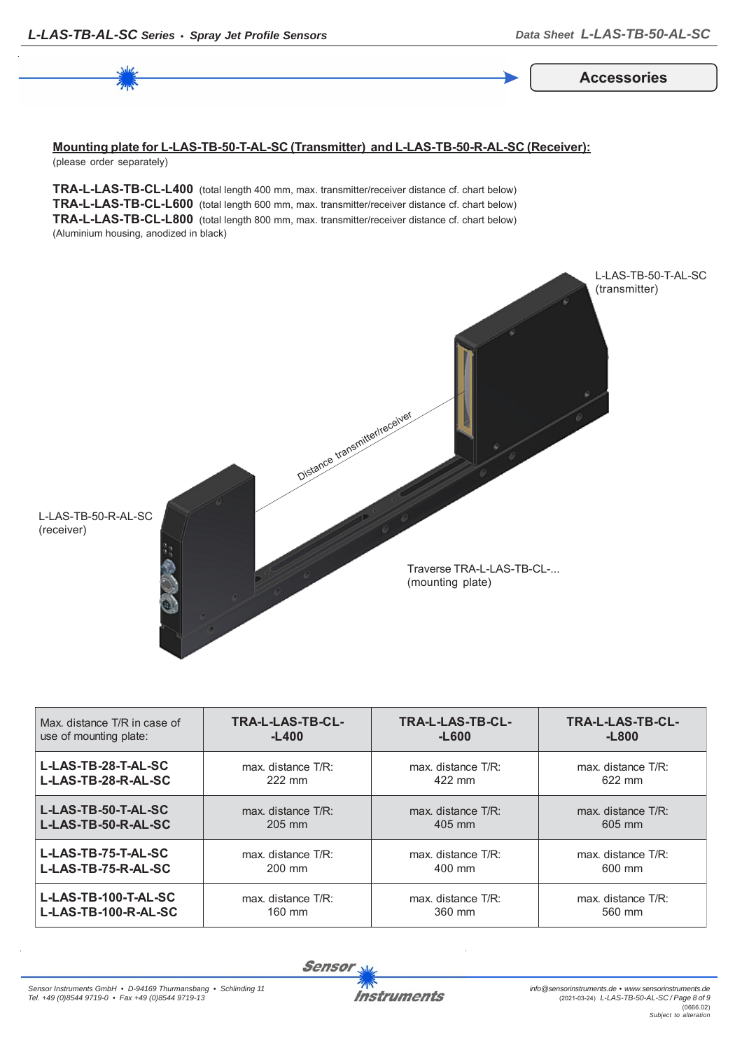## Accessories

**Mounting plate for L-LAS-TB-50-T-AL-SC (Transmitter) and L-LAS-TB-50-R-AL-SC (Receiver):**
(please order separately)

**TRA-L-LAS-TB-CL-L400** (total length 400 mm, max. transmitter/receiver distance cf. chart below)
**TRA-L-LAS-TB-CL-L600** (total length 600 mm, max. transmitter/receiver distance cf. chart below)
**TRA-L-LAS-TB-CL-L800** (total length 800 mm, max. transmitter/receiver distance cf. chart below)
(Aluminium housing, anodized in black)

L-LAS-TB-50-T-AL-SC (transmitter)

Distance transmitter/receiver

L-LAS-TB-50-R-AL-SC (receiver)

Traverse TRA-L-LAS-TB-CL-... (mounting plate)

| Max. distance T/R in case of use of mounting plate: | TRA-L-LAS-TB-CL--L400 | TRA-L-LAS-TB-CL--L600 | TRA-L-LAS-TB-CL--L800 |
|---|---|---|---|
| **L-LAS-TB-28-T-AL-SC L-LAS-TB-28-R-AL-SC** | max. distance T/R: 222 mm | max. distance T/R: 422 mm | max. distance T/R: 622 mm |
| **L-LAS-TB-50-T-AL-SC L-LAS-TB-50-R-AL-SC** | max. distance T/R: 205 mm | max. distance T/R: 405 mm | max. distance T/R: 605 mm |
| **L-LAS-TB-75-T-AL-SC L-LAS-TB-75-R-AL-SC** | max. distance T/R: 200 mm | max. distance T/R: 400 mm | max. distance T/R: 600 mm |
| **L-LAS-TB-100-T-AL-SC L-LAS-TB-100-R-AL-SC** | max. distance T/R: 160 mm | max. distance T/R: 360 mm | max. distance T/R: 560 mm |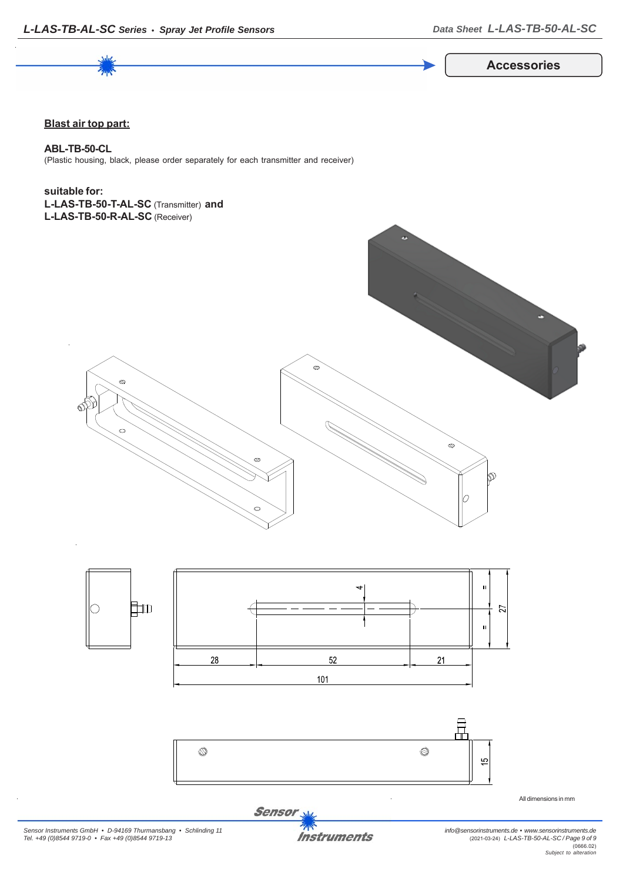## Accessories

**Blast air top part:**

**ABL-TB-50-CL**
(Plastic housing, black, please order separately for each transmitter and receiver)

**suitable for:**
**L-LAS-TB-50-T-AL-SC** (Transmitter) **and**
**L-LAS-TB-50-R-AL-SC** (Receiver)

4
27
28
52
21
101
15

All dimensions in mm